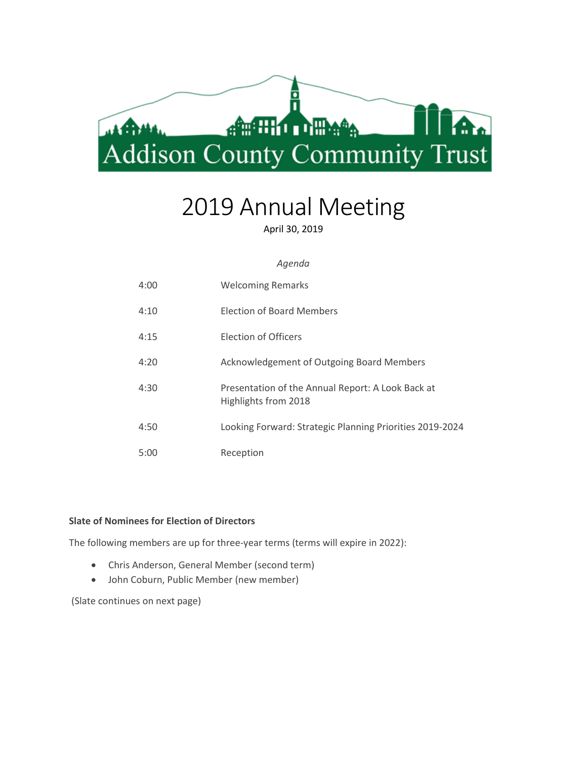Addison County Community Trust

# 2019 Annual Meeting

April 30, 2019

*Agenda*

| | |
|---|---|
| 4:00 | Welcoming Remarks |
| 4:10 | Election of Board Members |
| 4:15 | Election of Officers |
| 4:20 | Acknowledgement of Outgoing Board Members |
| 4:30 | Presentation of the Annual Report: A Look Back at Highlights from 2018 |
| 4:50 | Looking Forward: Strategic Planning Priorities 2019-2024 |
| 5:00 | Reception |

**Slate of Nominees for Election of Directors**

The following members are up for three-year terms (terms will expire in 2022):

- Chris Anderson, General Member (second term)
- John Coburn, Public Member (new member)

(Slate continues on next page)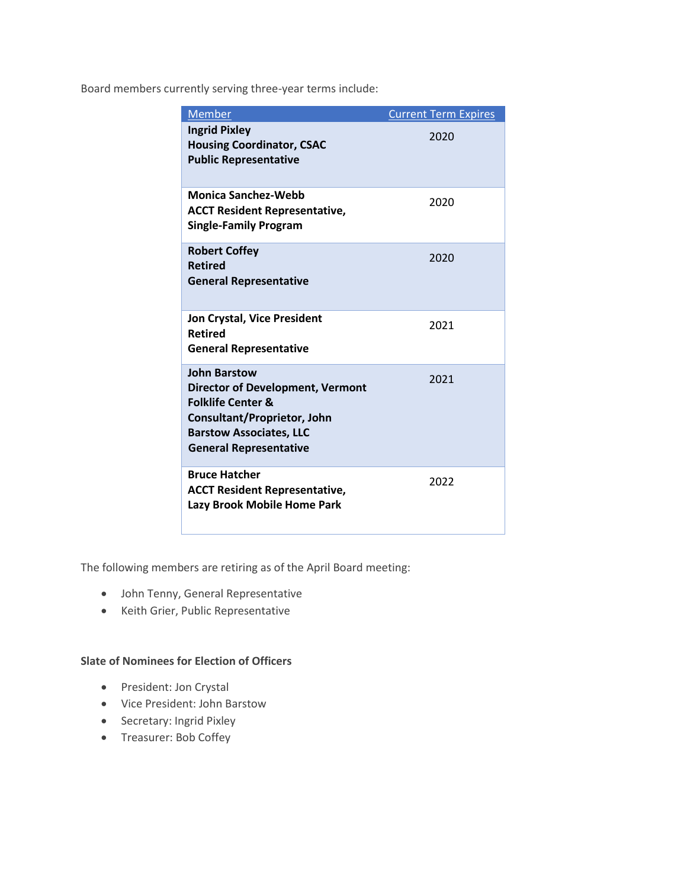Board members currently serving three-year terms include:

| Member | Current Term Expires |
|---|---|
| **Ingrid Pixley**<br>**Housing Coordinator, CSAC**<br>**Public Representative** | 2020 |
| **Monica Sanchez-Webb**<br>**ACCT Resident Representative, Single-Family Program** | 2020 |
| **Robert Coffey**<br>**Retired**<br>**General Representative** | 2020 |
| **Jon Crystal, Vice President**<br>**Retired**<br>**General Representative** | 2021 |
| **John Barstow**<br>**Director of Development, Vermont Folklife Center & Consultant/Proprietor, John Barstow Associates, LLC**<br>**General Representative** | 2021 |
| **Bruce Hatcher**<br>**ACCT Resident Representative, Lazy Brook Mobile Home Park** | 2022 |

The following members are retiring as of the April Board meeting:

- John Tenny, General Representative
- Keith Grier, Public Representative

**Slate of Nominees for Election of Officers**

- President: Jon Crystal
- Vice President: John Barstow
- Secretary: Ingrid Pixley
- Treasurer: Bob Coffey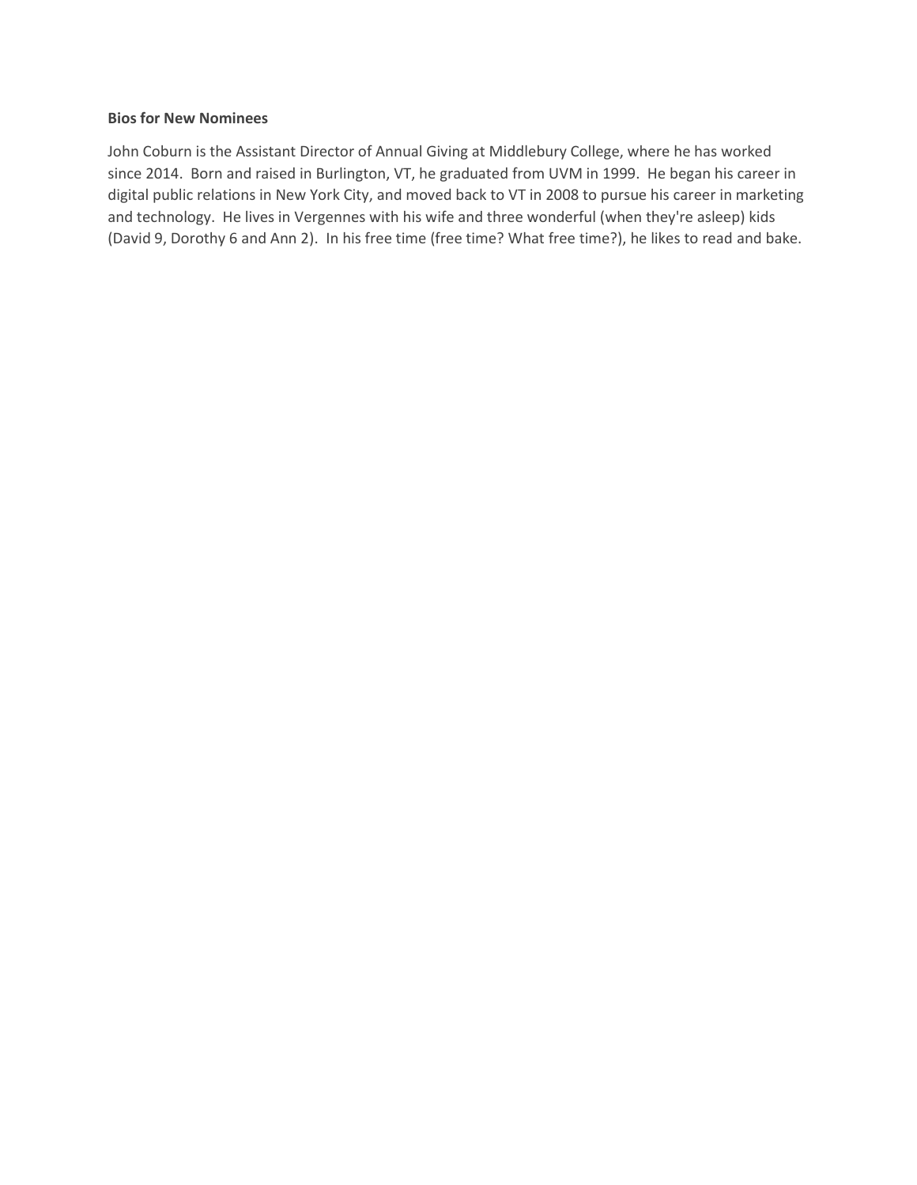**Bios for New Nominees**

John Coburn is the Assistant Director of Annual Giving at Middlebury College, where he has worked since 2014. Born and raised in Burlington, VT, he graduated from UVM in 1999. He began his career in digital public relations in New York City, and moved back to VT in 2008 to pursue his career in marketing and technology. He lives in Vergennes with his wife and three wonderful (when they're asleep) kids (David 9, Dorothy 6 and Ann 2). In his free time (free time? What free time?), he likes to read and bake.